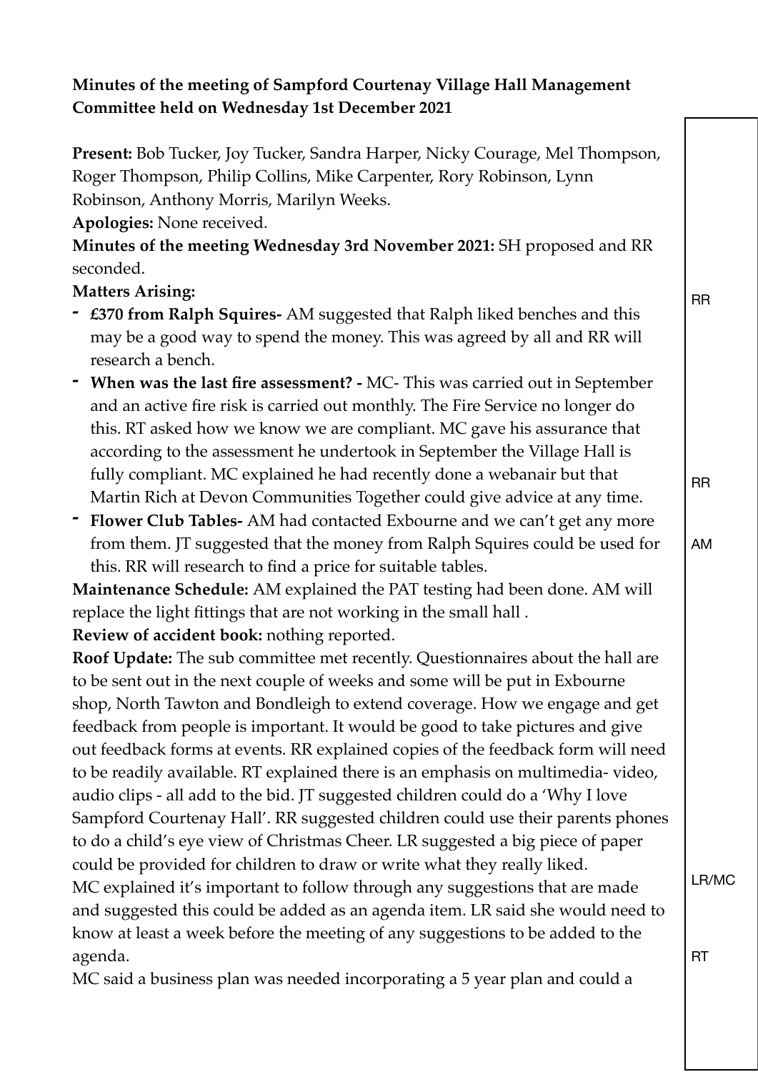**Minutes of the meeting of Sampford Courtenay Village Hall Management Committee held on Wednesday 1st December 2021**

**Present:** Bob Tucker, Joy Tucker, Sandra Harper, Nicky Courage, Mel Thompson, Roger Thompson, Philip Collins, Mike Carpenter, Rory Robinson, Lynn Robinson, Anthony Morris, Marilyn Weeks.

**Apologies:** None received.

**Minutes of the meeting Wednesday 3rd November 2021:** SH proposed and RR seconded.

**Matters Arising:**

- **£370 from Ralph Squires-** AM suggested that Ralph liked benches and this may be a good way to spend the money. This was agreed by all and RR will research a bench. — **RR**
- **When was the last fire assessment? -** MC- This was carried out in September and an active fire risk is carried out monthly. The Fire Service no longer do this. RT asked how we know we are compliant. MC gave his assurance that according to the assessment he undertook in September the Village Hall is fully compliant. MC explained he had recently done a webanair but that Martin Rich at Devon Communities Together could give advice at any time.
- **Flower Club Tables-** AM had contacted Exbourne and we can't get any more from them. JT suggested that the money from Ralph Squires could be used for this. RR will research to find a price for suitable tables. — **RR**

**Maintenance Schedule:** AM explained the PAT testing had been done. AM will replace the light fittings that are not working in the small hall . — **AM**

**Review of accident book:** nothing reported.

**Roof Update:** The sub committee met recently. Questionnaires about the hall are to be sent out in the next couple of weeks and some will be put in Exbourne shop, North Tawton and Bondleigh to extend coverage. How we engage and get feedback from people is important. It would be good to take pictures and give out feedback forms at events. RR explained copies of the feedback form will need to be readily available. RT explained there is an emphasis on multimedia- video, audio clips - all add to the bid. JT suggested children could do a 'Why I love Sampford Courtenay Hall'. RR suggested children could use their parents phones to do a child's eye view of Christmas Cheer. LR suggested a big piece of paper could be provided for children to draw or write what they really liked.

MC explained it's important to follow through any suggestions that are made and suggested this could be added as an agenda item. LR said she would need to know at least a week before the meeting of any suggestions to be added to the agenda. — **LR/MC**

MC said a business plan was needed incorporating a 5 year plan and could a — **RT**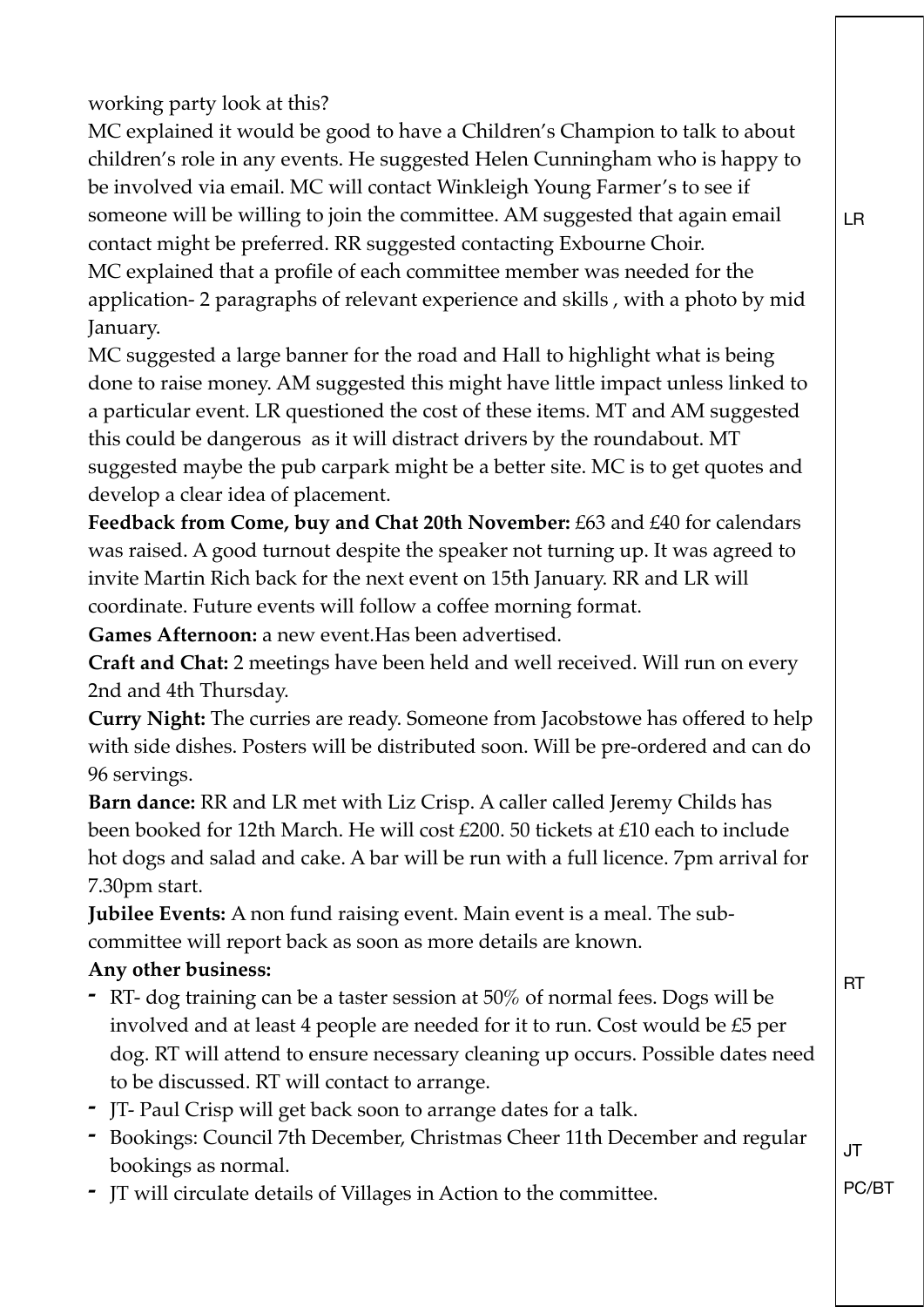working party look at this?

MC explained it would be good to have a Children's Champion to talk to about children's role in any events. He suggested Helen Cunningham who is happy to be involved via email. MC will contact Winkleigh Young Farmer's to see if someone will be willing to join the committee. AM suggested that again email contact might be preferred. RR suggested contacting Exbourne Choir. — LR

MC explained that a profile of each committee member was needed for the application- 2 paragraphs of relevant experience and skills , with a photo by mid January.

MC suggested a large banner for the road and Hall to highlight what is being done to raise money. AM suggested this might have little impact unless linked to a particular event. LR questioned the cost of these items. MT and AM suggested this could be dangerous as it will distract drivers by the roundabout. MT suggested maybe the pub carpark might be a better site. MC is to get quotes and develop a clear idea of placement.

**Feedback from Come, buy and Chat 20th November:** £63 and £40 for calendars was raised. A good turnout despite the speaker not turning up. It was agreed to invite Martin Rich back for the next event on 15th January. RR and LR will coordinate. Future events will follow a coffee morning format.

**Games Afternoon:** a new event.Has been advertised.

**Craft and Chat:** 2 meetings have been held and well received. Will run on every 2nd and 4th Thursday.

**Curry Night:** The curries are ready. Someone from Jacobstowe has offered to help with side dishes. Posters will be distributed soon. Will be pre-ordered and can do 96 servings.

**Barn dance:** RR and LR met with Liz Crisp. A caller called Jeremy Childs has been booked for 12th March. He will cost £200. 50 tickets at £10 each to include hot dogs and salad and cake. A bar will be run with a full licence. 7pm arrival for 7.30pm start.

**Jubilee Events:** A non fund raising event. Main event is a meal. The sub-committee will report back as soon as more details are known.

**Any other business:**

- RT- dog training can be a taster session at 50% of normal fees. Dogs will be involved and at least 4 people are needed for it to run. Cost would be £5 per dog. RT will attend to ensure necessary cleaning up occurs. Possible dates need to be discussed. RT will contact to arrange. — RT
- JT- Paul Crisp will get back soon to arrange dates for a talk.
- Bookings: Council 7th December, Christmas Cheer 11th December and regular bookings as normal. — JT
- JT will circulate details of Villages in Action to the committee. — PC/BT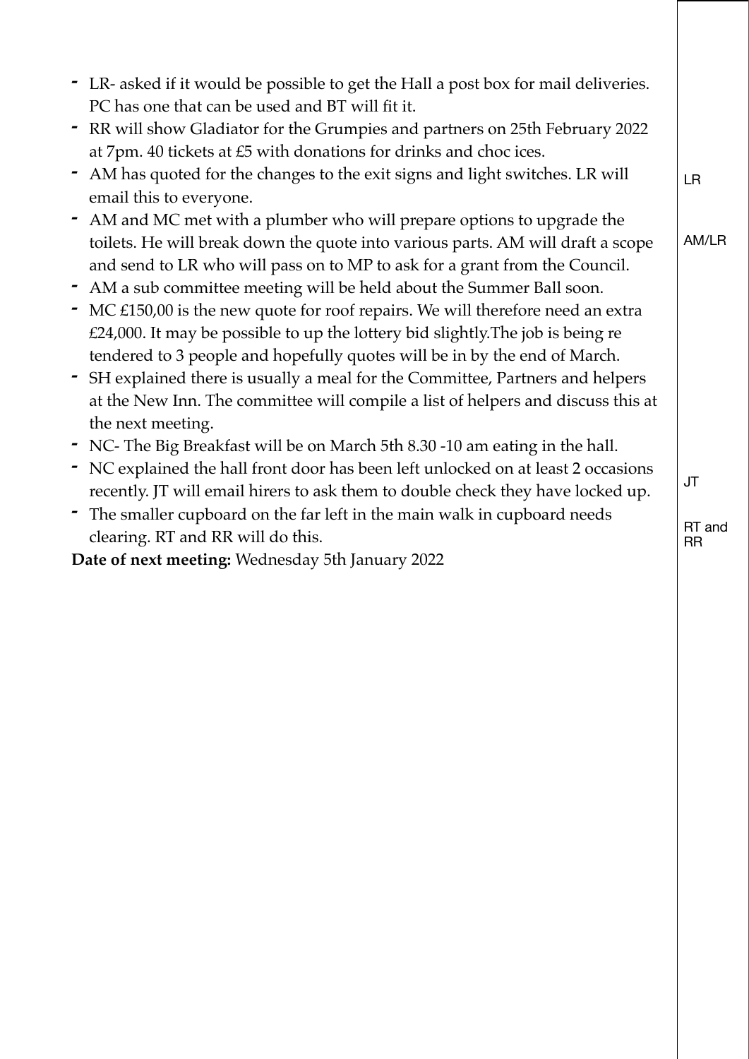| | |
|---|---|
| - LR- asked if it would be possible to get the Hall a post box for mail deliveries. PC has one that can be used and BT will fit it. | |
| - RR will show Gladiator for the Grumpies and partners on 25th February 2022 at 7pm. 40 tickets at £5 with donations for drinks and choc ices. | |
| - AM has quoted for the changes to the exit signs and light switches. LR will email this to everyone. | LR |
| - AM and MC met with a plumber who will prepare options to upgrade the toilets. He will break down the quote into various parts. AM will draft a scope and send to LR who will pass on to MP to ask for a grant from the Council. | AM/LR |
| - AM a sub committee meeting will be held about the Summer Ball soon. | |
| - MC £150,00 is the new quote for roof repairs. We will therefore need an extra £24,000. It may be possible to up the lottery bid slightly.The job is being re tendered to 3 people and hopefully quotes will be in by the end of March. | |
| - SH explained there is usually a meal for the Committee, Partners and helpers at the New Inn. The committee will compile a list of helpers and discuss this at the next meeting. | |
| - NC- The Big Breakfast will be on March 5th 8.30 -10 am eating in the hall. | |
| - NC explained the hall front door has been left unlocked on at least 2 occasions recently. JT will email hirers to ask them to double check they have locked up. | JT |
| - The smaller cupboard on the far left in the main walk in cupboard needs clearing. RT and RR will do this. | RT and RR |

**Date of next meeting:** Wednesday 5th January 2022